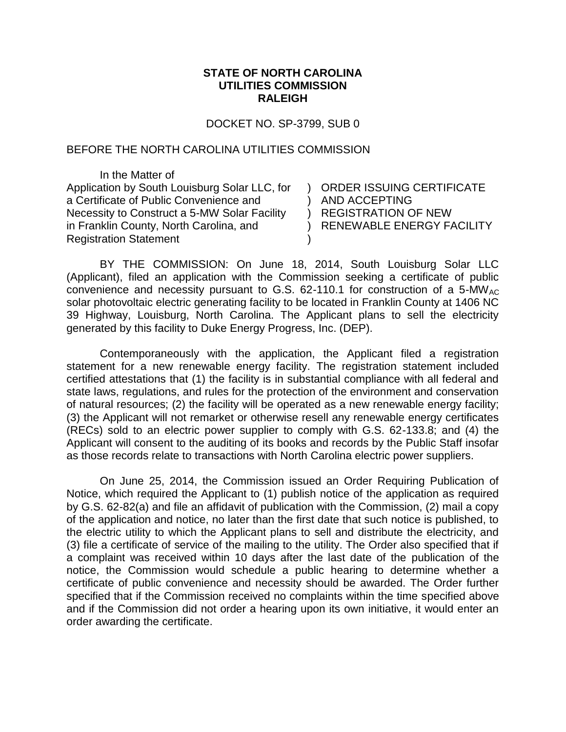**STATE OF NORTH CAROLINA**
**UTILITIES COMMISSION**
**RALEIGH**

DOCKET NO. SP-3799, SUB 0

BEFORE THE NORTH CAROLINA UTILITIES COMMISSION

| In the Matter of | |
| --- | --- |
| Application by South Louisburg Solar LLC, for a Certificate of Public Convenience and Necessity to Construct a 5-MW Solar Facility in Franklin County, North Carolina, and Registration Statement | ORDER ISSUING CERTIFICATE AND ACCEPTING REGISTRATION OF NEW RENEWABLE ENERGY FACILITY |

BY THE COMMISSION: On June 18, 2014, South Louisburg Solar LLC (Applicant), filed an application with the Commission seeking a certificate of public convenience and necessity pursuant to G.S. 62-110.1 for construction of a 5-$MW_{AC}$ solar photovoltaic electric generating facility to be located in Franklin County at 1406 NC 39 Highway, Louisburg, North Carolina. The Applicant plans to sell the electricity generated by this facility to Duke Energy Progress, Inc. (DEP).

Contemporaneously with the application, the Applicant filed a registration statement for a new renewable energy facility. The registration statement included certified attestations that (1) the facility is in substantial compliance with all federal and state laws, regulations, and rules for the protection of the environment and conservation of natural resources; (2) the facility will be operated as a new renewable energy facility; (3) the Applicant will not remarket or otherwise resell any renewable energy certificates (RECs) sold to an electric power supplier to comply with G.S. 62-133.8; and (4) the Applicant will consent to the auditing of its books and records by the Public Staff insofar as those records relate to transactions with North Carolina electric power suppliers.

On June 25, 2014, the Commission issued an Order Requiring Publication of Notice, which required the Applicant to (1) publish notice of the application as required by G.S. 62-82(a) and file an affidavit of publication with the Commission, (2) mail a copy of the application and notice, no later than the first date that such notice is published, to the electric utility to which the Applicant plans to sell and distribute the electricity, and (3) file a certificate of service of the mailing to the utility. The Order also specified that if a complaint was received within 10 days after the last date of the publication of the notice, the Commission would schedule a public hearing to determine whether a certificate of public convenience and necessity should be awarded. The Order further specified that if the Commission received no complaints within the time specified above and if the Commission did not order a hearing upon its own initiative, it would enter an order awarding the certificate.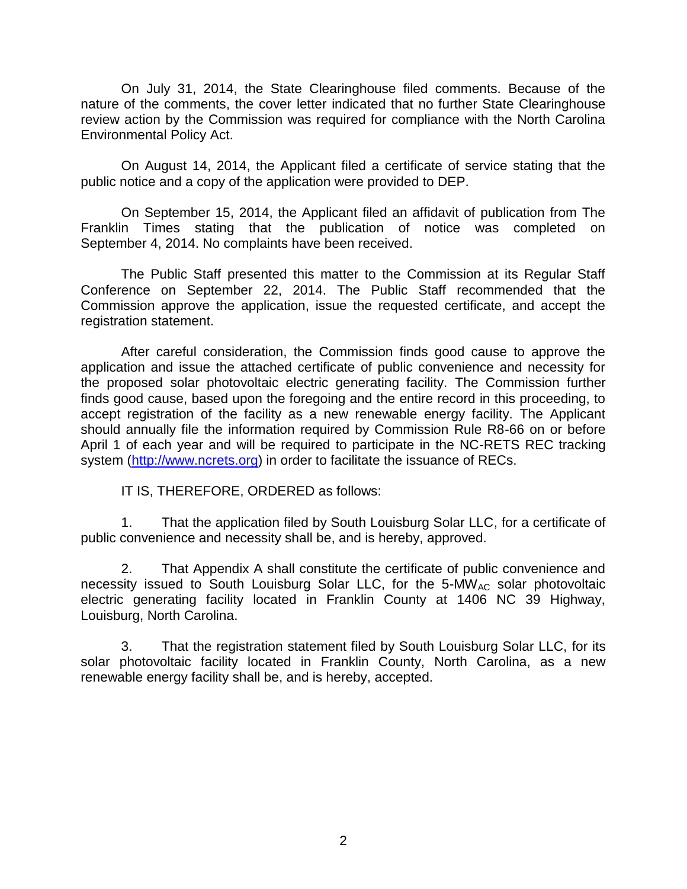On July 31, 2014, the State Clearinghouse filed comments. Because of the nature of the comments, the cover letter indicated that no further State Clearinghouse review action by the Commission was required for compliance with the North Carolina Environmental Policy Act.

On August 14, 2014, the Applicant filed a certificate of service stating that the public notice and a copy of the application were provided to DEP.

On September 15, 2014, the Applicant filed an affidavit of publication from The Franklin Times stating that the publication of notice was completed on September 4, 2014. No complaints have been received.

The Public Staff presented this matter to the Commission at its Regular Staff Conference on September 22, 2014. The Public Staff recommended that the Commission approve the application, issue the requested certificate, and accept the registration statement.

After careful consideration, the Commission finds good cause to approve the application and issue the attached certificate of public convenience and necessity for the proposed solar photovoltaic electric generating facility. The Commission further finds good cause, based upon the foregoing and the entire record in this proceeding, to accept registration of the facility as a new renewable energy facility. The Applicant should annually file the information required by Commission Rule R8-66 on or before April 1 of each year and will be required to participate in the NC-RETS REC tracking system (http://www.ncrets.org) in order to facilitate the issuance of RECs.

IT IS, THEREFORE, ORDERED as follows:

1. That the application filed by South Louisburg Solar LLC, for a certificate of public convenience and necessity shall be, and is hereby, approved.

2. That Appendix A shall constitute the certificate of public convenience and necessity issued to South Louisburg Solar LLC, for the 5-$MW_{AC}$ solar photovoltaic electric generating facility located in Franklin County at 1406 NC 39 Highway, Louisburg, North Carolina.

3. That the registration statement filed by South Louisburg Solar LLC, for its solar photovoltaic facility located in Franklin County, North Carolina, as a new renewable energy facility shall be, and is hereby, accepted.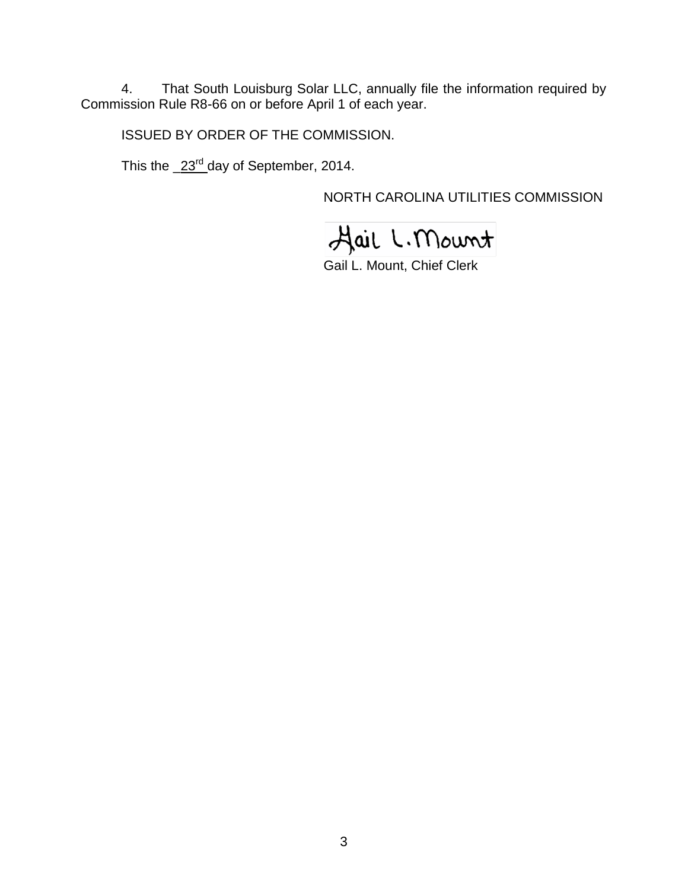4. That South Louisburg Solar LLC, annually file the information required by Commission Rule R8-66 on or before April 1 of each year.

ISSUED BY ORDER OF THE COMMISSION.

This the 23rd day of September, 2014.

NORTH CAROLINA UTILITIES COMMISSION

Gail L. Mount

Gail L. Mount, Chief Clerk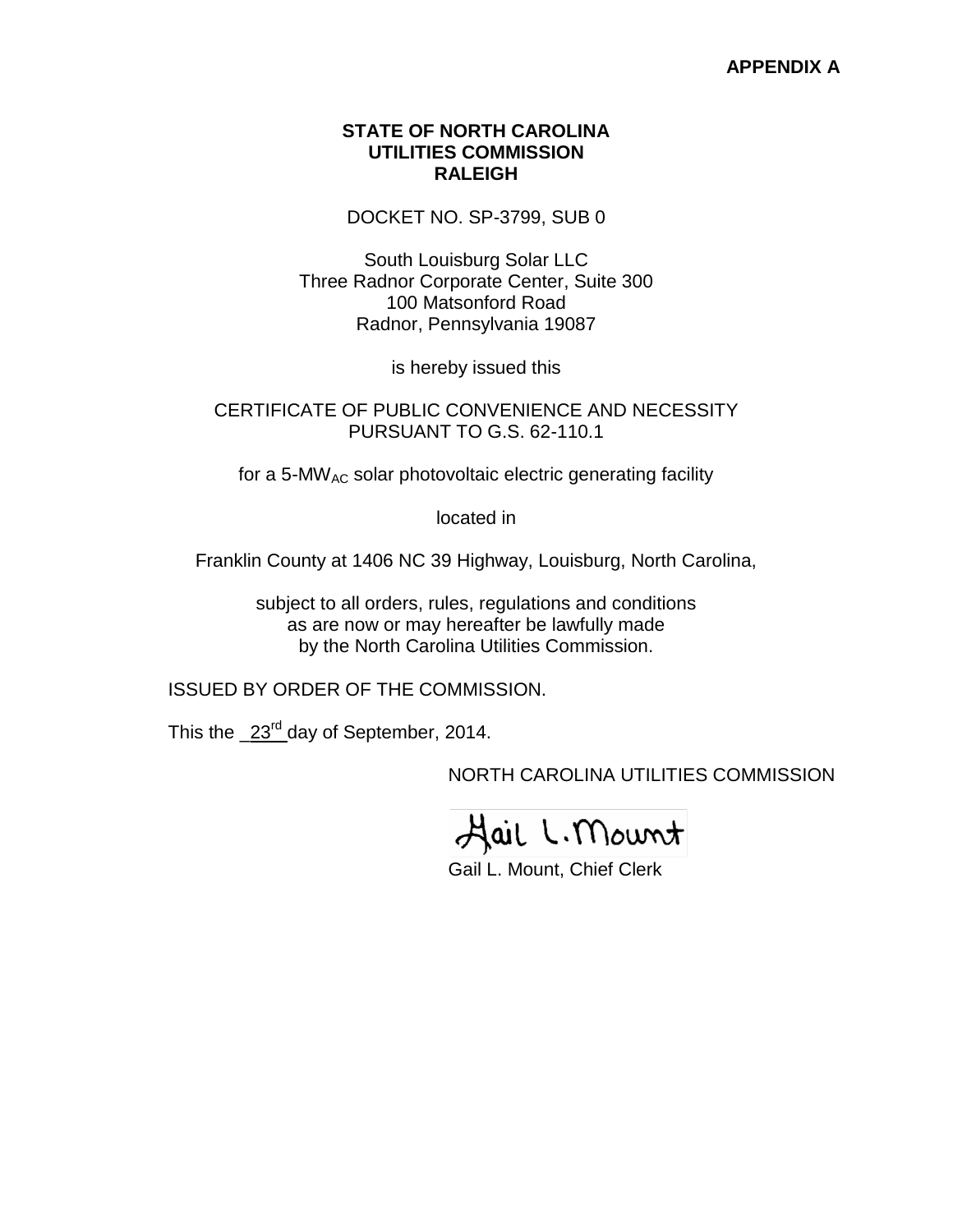**APPENDIX A**

**STATE OF NORTH CAROLINA**
**UTILITIES COMMISSION**
**RALEIGH**

DOCKET NO. SP-3799, SUB 0

South Louisburg Solar LLC
Three Radnor Corporate Center, Suite 300
100 Matsonford Road
Radnor, Pennsylvania 19087

is hereby issued this

CERTIFICATE OF PUBLIC CONVENIENCE AND NECESSITY
PURSUANT TO G.S. 62-110.1

for a 5-$MW_{AC}$ solar photovoltaic electric generating facility

located in

Franklin County at 1406 NC 39 Highway, Louisburg, North Carolina,

subject to all orders, rules, regulations and conditions
as are now or may hereafter be lawfully made
by the North Carolina Utilities Commission.

ISSUED BY ORDER OF THE COMMISSION.

This the 23rd day of September, 2014.

NORTH CAROLINA UTILITIES COMMISSION

Gail L. Mount

Gail L. Mount, Chief Clerk